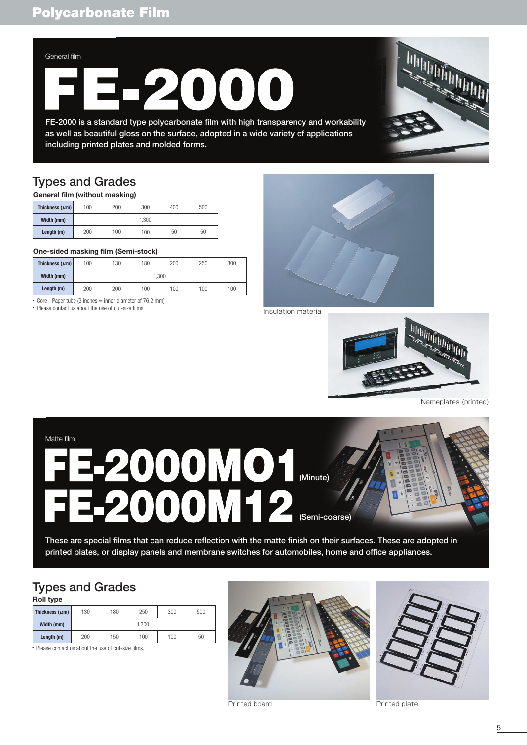# Polycarbonate Film

General film

# FE-2000

FE-2000 is a standard type polycarbonate film with high transparency and workability as well as beautiful gloss on the surface, adopted in a wide variety of applications including printed plates and molded forms.

## Types and Grades

**General film (without masking)**

| Thickness (μm) | 100 | 200 | 300 | 400 | 500 |
|---|---|---|---|---|---|
| Width (mm) | 1,300 | | | | |
| Length (m) | 200 | 100 | 100 | 50 | 50 |

**One-sided masking film (Semi-stock)**

| Thickness (μm) | 100 | 130 | 180 | 200 | 250 | 300 |
|---|---|---|---|---|---|---|
| Width (mm) | 1,300 | | | | | |
| Length (m) | 200 | 200 | 100 | 100 | 100 | 100 |

- Core - Paper tube (3 inches = inner diameter of 76.2 mm)
- Please contact us about the use of cut-size films.

Insulation material

Nameplates (printed)

Matte film

# FE-2000MO1 (Minute)
# FE-2000M12 (Semi-coarse)

These are special films that can reduce reflection with the matte finish on their surfaces. These are adopted in printed plates, or display panels and membrane switches for automobiles, home and office appliances.

## Types and Grades

**Roll type**

| Thickness (μm) | 130 | 180 | 250 | 300 | 500 |
|---|---|---|---|---|---|
| Width (mm) | 1,300 | | | | |
| Length (m) | 200 | 150 | 100 | 100 | 50 |

- Please contact us about the use of cut-size films.

Printed board

Printed plate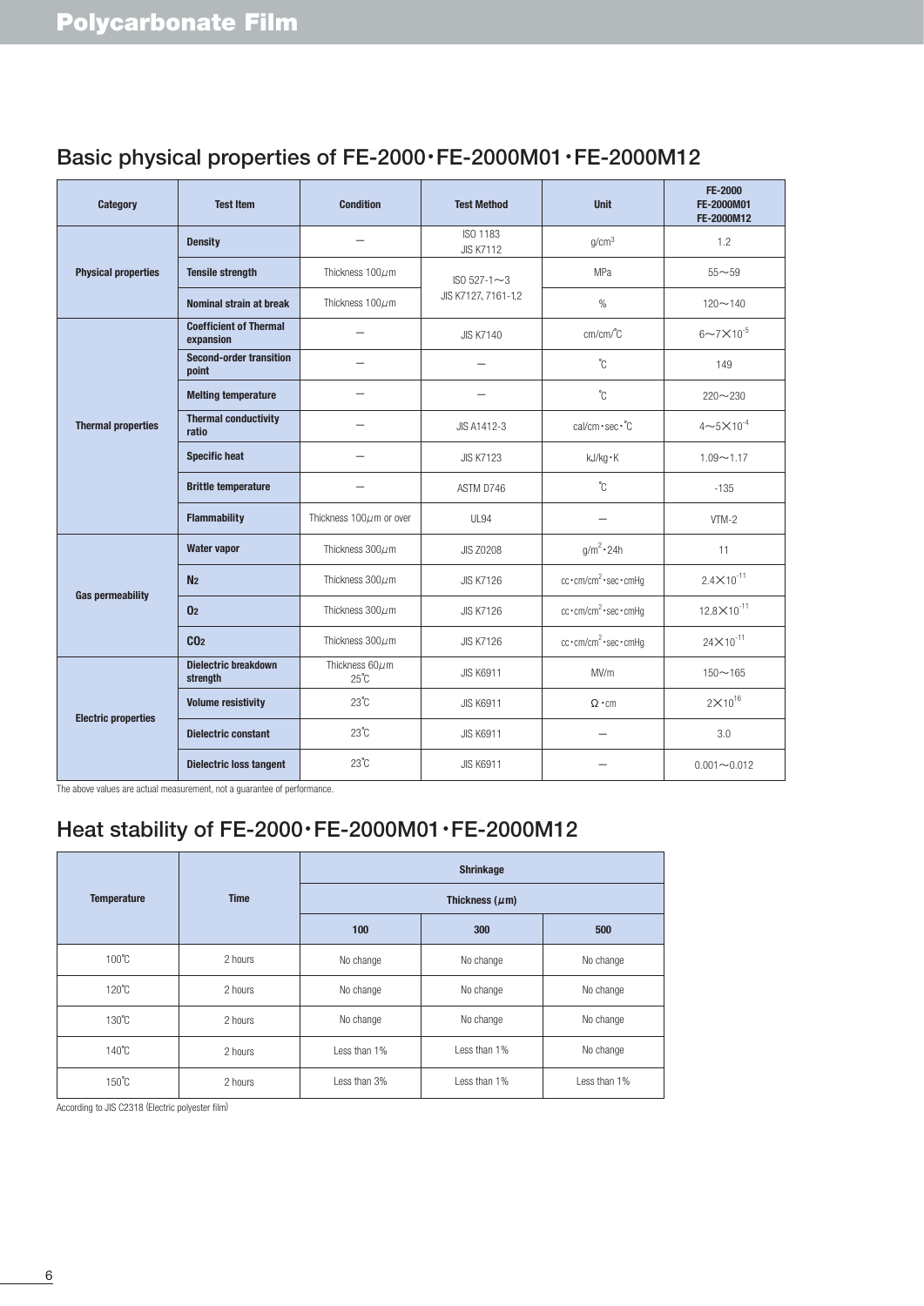# Polycarbonate Film

## Basic physical properties of FE-2000・FE-2000M01・FE-2000M12

| Category | Test Item | Condition | Test Method | Unit | FE-2000 FE-2000M01 FE-2000M12 |
|---|---|---|---|---|---|
| Physical properties | Density | — | ISO 1183 JIS K7112 | g/cm³ | 1.2 |
| | Tensile strength | Thickness 100μm | ISO 527-1～3 JIS K7127、7161-1,2 | MPa | 55～59 |
| | Nominal strain at break | Thickness 100μm | | % | 120～140 |
| Thermal properties | Coefficient of Thermal expansion | — | JIS K7140 | cm/cm/℃ | $6～7×10^{-5}$ |
| | Second-order transition point | — | — | ℃ | 149 |
| | Melting temperature | — | — | ℃ | 220～230 |
| | Thermal conductivity ratio | — | JIS A1412-3 | cal/cm・sec・℃ | $4～5×10^{-4}$ |
| | Specific heat | — | JIS K7123 | kJ/kg・K | 1.09～1.17 |
| | Brittle temperature | — | ASTM D746 | ℃ | -135 |
| | Flammability | Thickness 100μm or over | UL94 | — | VTM-2 |
| Gas permeability | Water vapor | Thickness 300μm | JIS Z0208 | g/m²・24h | 11 |
| | $N_2$ | Thickness 300μm | JIS K7126 | cc・cm/cm²・sec・cmHg | $2.4×10^{-11}$ |
| | $O_2$ | Thickness 300μm | JIS K7126 | cc・cm/cm²・sec・cmHg | $12.8×10^{-11}$ |
| | $CO_2$ | Thickness 300μm | JIS K7126 | cc・cm/cm²・sec・cmHg | $24×10^{-11}$ |
| Electric properties | Dielectric breakdown strength | Thickness 60μm 25℃ | JIS K6911 | MV/m | 150～165 |
| | Volume resistivity | 23℃ | JIS K6911 | Ω・cm | $2×10^{16}$ |
| | Dielectric constant | 23℃ | JIS K6911 | — | 3.0 |
| | Dielectric loss tangent | 23℃ | JIS K6911 | — | 0.001～0.012 |

The above values are actual measurement, not a guarantee of performance.

## Heat stability of FE-2000・FE-2000M01・FE-2000M12

| Temperature | Time | Shrinkage | | |
|---|---|---|---|---|
| | | Thickness (μm) | | |
| | | 100 | 300 | 500 |
| 100℃ | 2 hours | No change | No change | No change |
| 120℃ | 2 hours | No change | No change | No change |
| 130℃ | 2 hours | No change | No change | No change |
| 140℃ | 2 hours | Less than 1% | Less than 1% | No change |
| 150℃ | 2 hours | Less than 3% | Less than 1% | Less than 1% |

According to JIS C2318 (Electric polyester film)